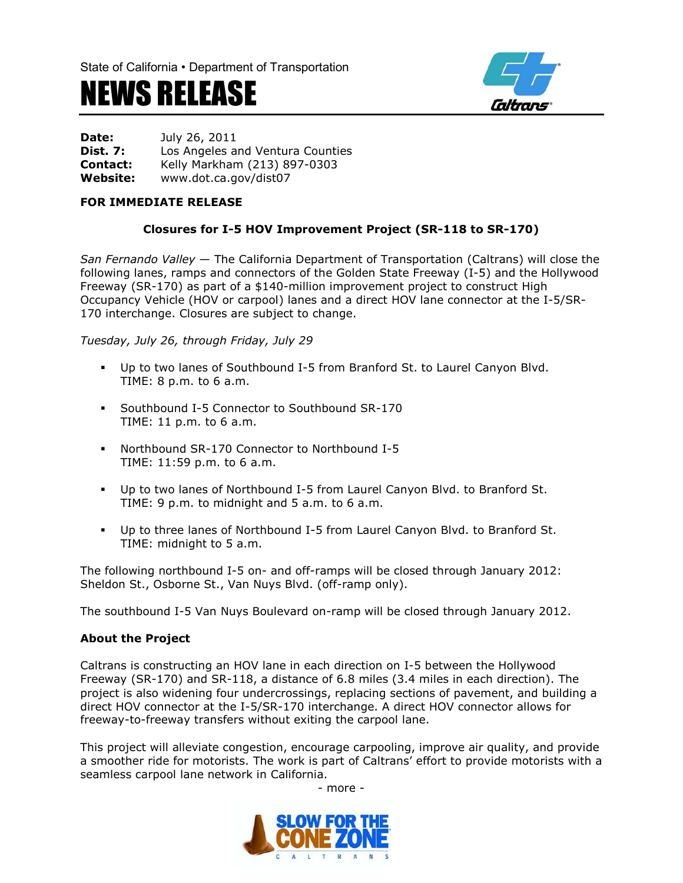State of California • Department of Transportation

# NEWS RELEASE

**Date:** July 26, 2011
**Dist. 7:** Los Angeles and Ventura Counties
**Contact:** Kelly Markham (213) 897-0303
**Website:** www.dot.ca.gov/dist07

**FOR IMMEDIATE RELEASE**

## Closures for I-5 HOV Improvement Project (SR-118 to SR-170)

*San Fernando Valley* — The California Department of Transportation (Caltrans) will close the following lanes, ramps and connectors of the Golden State Freeway (I-5) and the Hollywood Freeway (SR-170) as part of a $140-million improvement project to construct High Occupancy Vehicle (HOV or carpool) lanes and a direct HOV lane connector at the I-5/SR-170 interchange. Closures are subject to change.

*Tuesday, July 26, through Friday, July 29*

- Up to two lanes of Southbound I-5 from Branford St. to Laurel Canyon Blvd.
  TIME: 8 p.m. to 6 a.m.

- Southbound I-5 Connector to Southbound SR-170
  TIME: 11 p.m. to 6 a.m.

- Northbound SR-170 Connector to Northbound I-5
  TIME: 11:59 p.m. to 6 a.m.

- Up to two lanes of Northbound I-5 from Laurel Canyon Blvd. to Branford St.
  TIME: 9 p.m. to midnight and 5 a.m. to 6 a.m.

- Up to three lanes of Northbound I-5 from Laurel Canyon Blvd. to Branford St.
  TIME: midnight to 5 a.m.

The following northbound I-5 on- and off-ramps will be closed through January 2012: Sheldon St., Osborne St., Van Nuys Blvd. (off-ramp only).

The southbound I-5 Van Nuys Boulevard on-ramp will be closed through January 2012.

### About the Project

Caltrans is constructing an HOV lane in each direction on I-5 between the Hollywood Freeway (SR-170) and SR-118, a distance of 6.8 miles (3.4 miles in each direction). The project is also widening four undercrossings, replacing sections of pavement, and building a direct HOV connector at the I-5/SR-170 interchange. A direct HOV connector allows for freeway-to-freeway transfers without exiting the carpool lane.

This project will alleviate congestion, encourage carpooling, improve air quality, and provide a smoother ride for motorists. The work is part of Caltrans' effort to provide motorists with a seamless carpool lane network in California.

- more -

SLOW FOR THE CONE ZONE
CALTRANS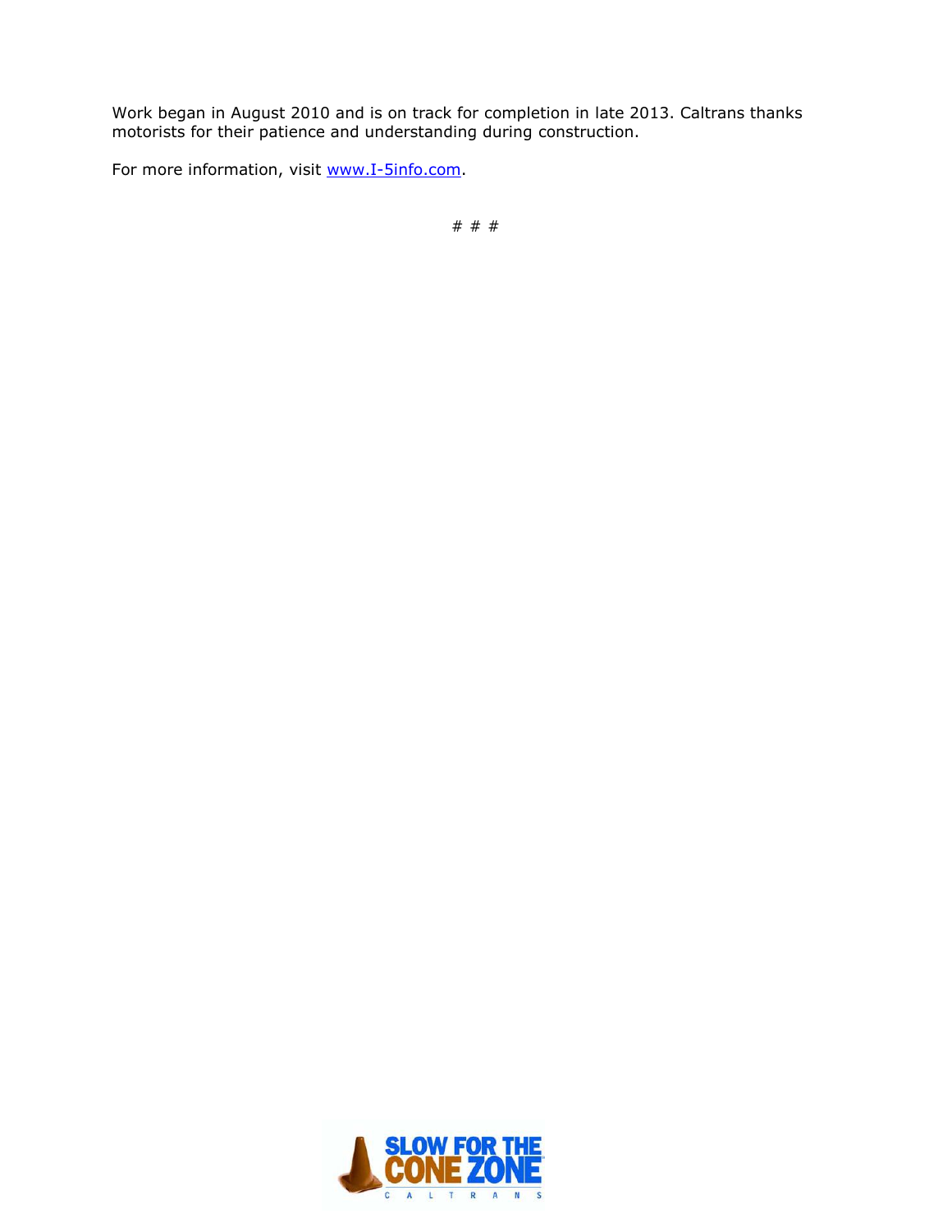Work began in August 2010 and is on track for completion in late 2013. Caltrans thanks motorists for their patience and understanding during construction.

For more information, visit www.I-5info.com.

# # #